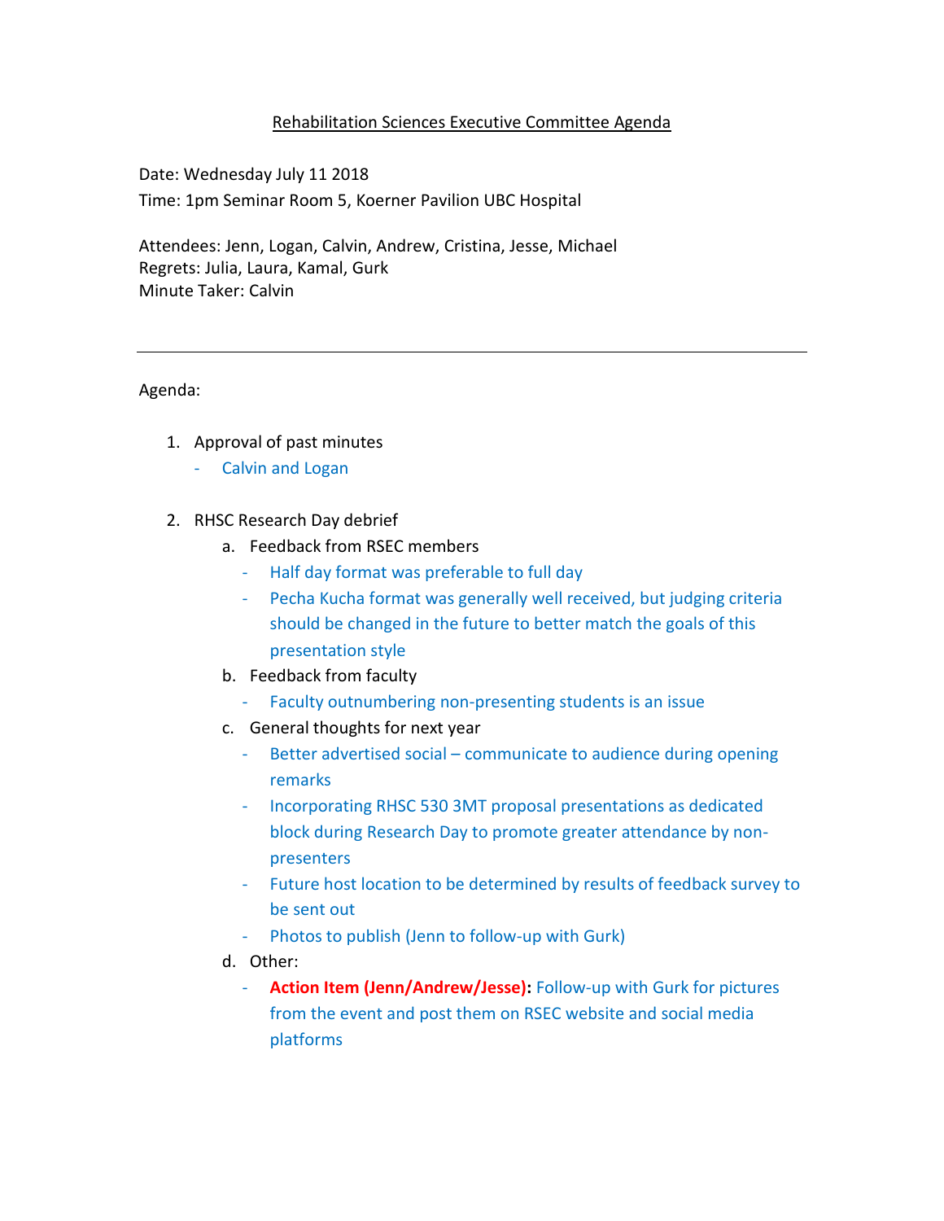# Rehabilitation Sciences Executive Committee Agenda

Date: Wednesday July 11 2018

Time: 1pm Seminar Room 5, Koerner Pavilion UBC Hospital

Attendees: Jenn, Logan, Calvin, Andrew, Cristina, Jesse, Michael

Regrets: Julia, Laura, Kamal, Gurk

Minute Taker: Calvin

---

Agenda:

1. Approval of past minutes
   - Calvin and Logan

2. RHSC Research Day debrief
   a. Feedback from RSEC members
      - Half day format was preferable to full day
      - Pecha Kucha format was generally well received, but judging criteria should be changed in the future to better match the goals of this presentation style

   b. Feedback from faculty
      - Faculty outnumbering non-presenting students is an issue

   c. General thoughts for next year
      - Better advertised social – communicate to audience during opening remarks
      - Incorporating RHSC 530 3MT proposal presentations as dedicated block during Research Day to promote greater attendance by non-presenters
      - Future host location to be determined by results of feedback survey to be sent out
      - Photos to publish (Jenn to follow-up with Gurk)

   d. Other:
      - **Action Item (Jenn/Andrew/Jesse):** Follow-up with Gurk for pictures from the event and post them on RSEC website and social media platforms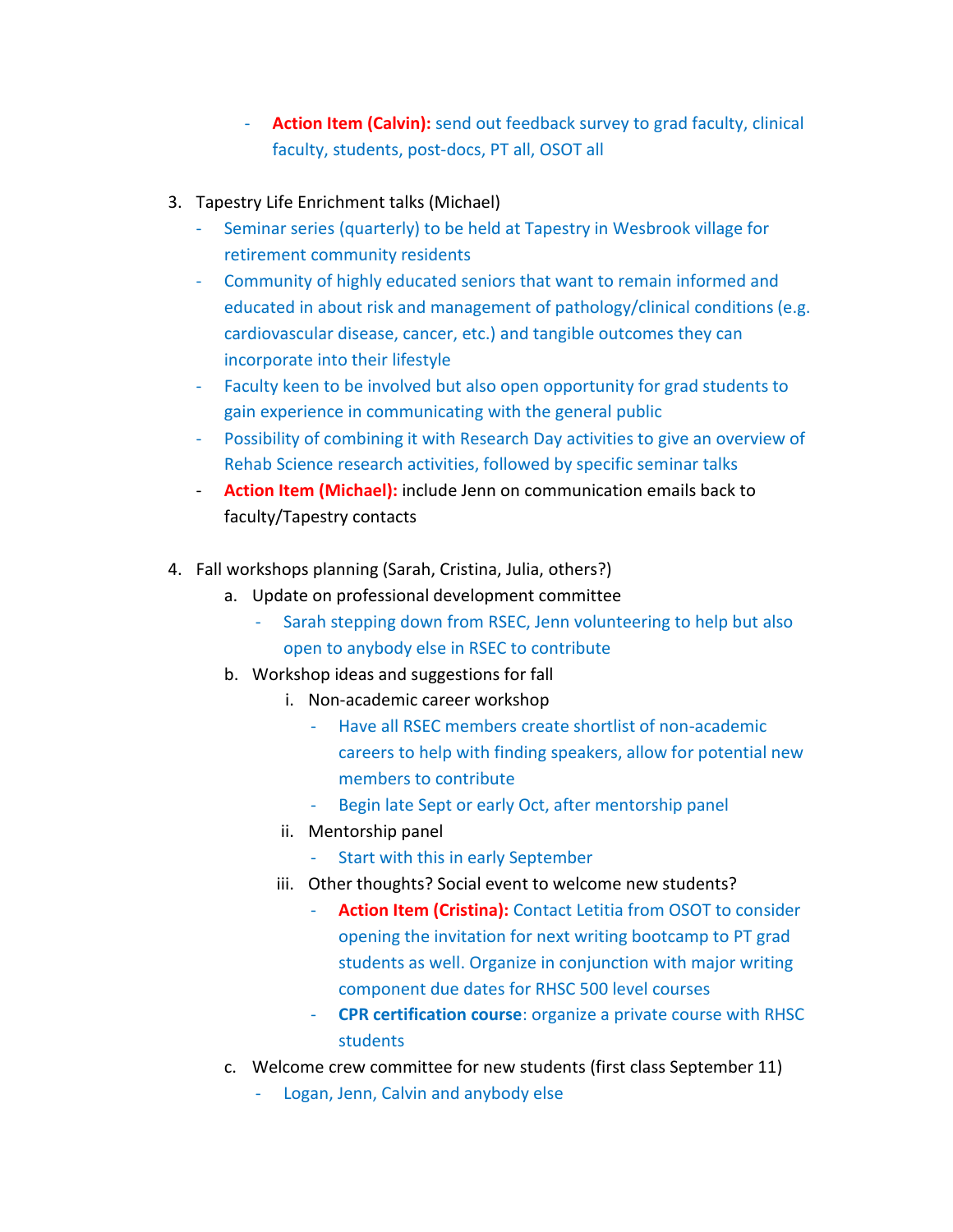- **Action Item (Calvin):** send out feedback survey to grad faculty, clinical faculty, students, post-docs, PT all, OSOT all

3. Tapestry Life Enrichment talks (Michael)
   - Seminar series (quarterly) to be held at Tapestry in Wesbrook village for retirement community residents
   - Community of highly educated seniors that want to remain informed and educated in about risk and management of pathology/clinical conditions (e.g. cardiovascular disease, cancer, etc.) and tangible outcomes they can incorporate into their lifestyle
   - Faculty keen to be involved but also open opportunity for grad students to gain experience in communicating with the general public
   - Possibility of combining it with Research Day activities to give an overview of Rehab Science research activities, followed by specific seminar talks
   - **Action Item (Michael):** include Jenn on communication emails back to faculty/Tapestry contacts

4. Fall workshops planning (Sarah, Cristina, Julia, others?)
   a. Update on professional development committee
      - Sarah stepping down from RSEC, Jenn volunteering to help but also open to anybody else in RSEC to contribute
   b. Workshop ideas and suggestions for fall
      i. Non-academic career workshop
         - Have all RSEC members create shortlist of non-academic careers to help with finding speakers, allow for potential new members to contribute
         - Begin late Sept or early Oct, after mentorship panel
      ii. Mentorship panel
         - Start with this in early September
      iii. Other thoughts? Social event to welcome new students?
         - **Action Item (Cristina):** Contact Letitia from OSOT to consider opening the invitation for next writing bootcamp to PT grad students as well. Organize in conjunction with major writing component due dates for RHSC 500 level courses
         - **CPR certification course**: organize a private course with RHSC students
   c. Welcome crew committee for new students (first class September 11)
      - Logan, Jenn, Calvin and anybody else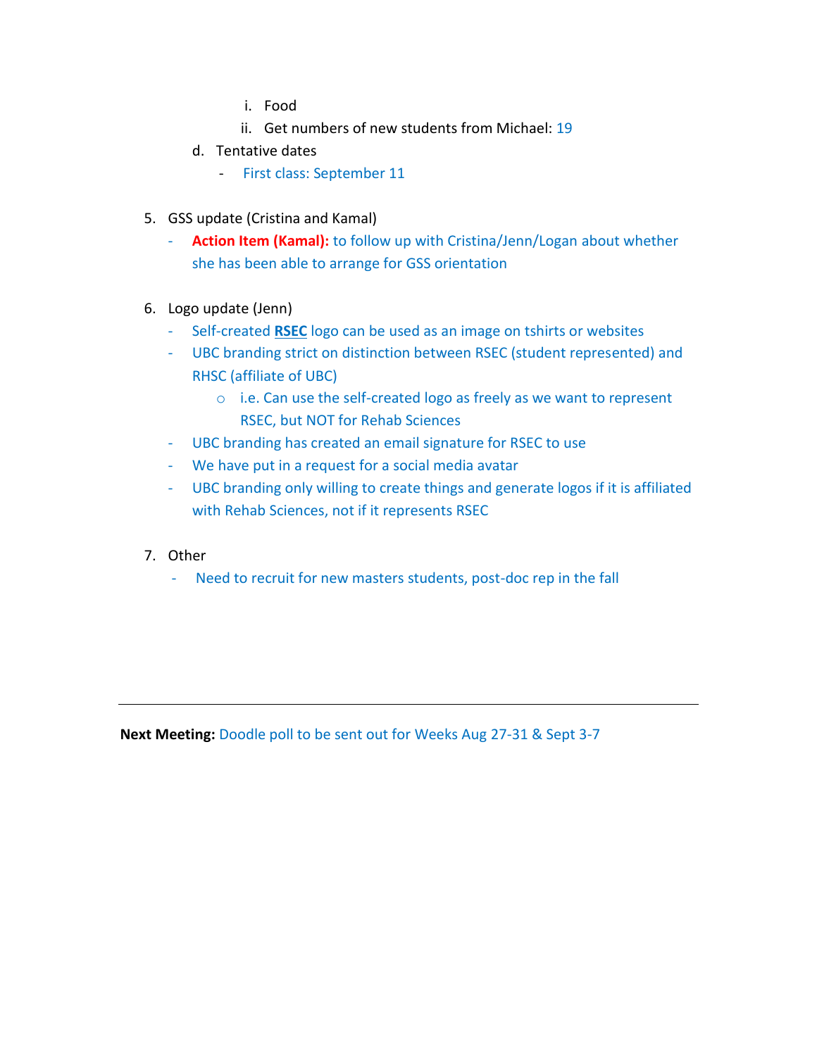i. Food
        ii. Get numbers of new students from Michael: 19
    d. Tentative dates
        - First class: September 11

5. GSS update (Cristina and Kamal)
    - **Action Item (Kamal):** to follow up with Cristina/Jenn/Logan about whether she has been able to arrange for GSS orientation

6. Logo update (Jenn)
    - Self-created **RSEC** logo can be used as an image on tshirts or websites
    - UBC branding strict on distinction between RSEC (student represented) and RHSC (affiliate of UBC)
        - i.e. Can use the self-created logo as freely as we want to represent RSEC, but NOT for Rehab Sciences
    - UBC branding has created an email signature for RSEC to use
    - We have put in a request for a social media avatar
    - UBC branding only willing to create things and generate logos if it is affiliated with Rehab Sciences, not if it represents RSEC

7. Other
    - Need to recruit for new masters students, post-doc rep in the fall

---

**Next Meeting:** Doodle poll to be sent out for Weeks Aug 27-31 & Sept 3-7